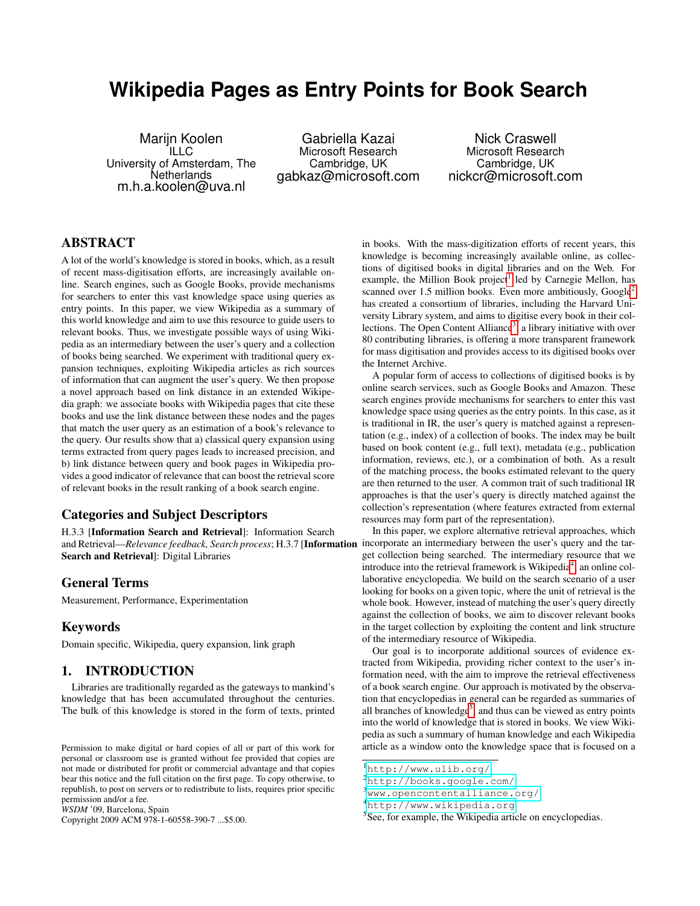# Wikipedia Pages as Entry Points for Book Search

Marijn Koolen
ILLC
University of Amsterdam, The Netherlands
m.h.a.koolen@uva.nl

Gabriella Kazai
Microsoft Research
Cambridge, UK
gabkaz@microsoft.com

Nick Craswell
Microsoft Research
Cambridge, UK
nickcr@microsoft.com

## ABSTRACT

A lot of the world's knowledge is stored in books, which, as a result of recent mass-digitisation efforts, are increasingly available online. Search engines, such as Google Books, provide mechanisms for searchers to enter this vast knowledge space using queries as entry points. In this paper, we view Wikipedia as a summary of this world knowledge and aim to use this resource to guide users to relevant books. Thus, we investigate possible ways of using Wikipedia as an intermediary between the user's query and a collection of books being searched. We experiment with traditional query expansion techniques, exploiting Wikipedia articles as rich sources of information that can augment the user's query. We then propose a novel approach based on link distance in an extended Wikipedia graph: we associate books with Wikipedia pages that cite these books and use the link distance between these nodes and the pages that match the user query as an estimation of a book's relevance to the query. Our results show that a) classical query expansion using terms extracted from query pages leads to increased precision, and b) link distance between query and book pages in Wikipedia provides a good indicator of relevance that can boost the retrieval score of relevant books in the result ranking of a book search engine.

## Categories and Subject Descriptors

H.3.3 [**Information Search and Retrieval**]: Information Search and Retrieval—*Relevance feedback, Search process*; H.3.7 [**Information Search and Retrieval**]: Digital Libraries

## General Terms

Measurement, Performance, Experimentation

## Keywords

Domain specific, Wikipedia, query expansion, link graph

## 1. INTRODUCTION

Libraries are traditionally regarded as the gateways to mankind's knowledge that has been accumulated throughout the centuries. The bulk of this knowledge is stored in the form of texts, printed in books. With the mass-digitization efforts of recent years, this knowledge is becoming increasingly available online, as collections of digitised books in digital libraries and on the Web. For example, the Million Book project[1] led by Carnegie Mellon, has scanned over 1.5 million books. Even more ambitiously, Google[2] has created a consortium of libraries, including the Harvard University Library system, and aims to digitise every book in their collections. The Open Content Alliance[3], a library initiative with over 80 contributing libraries, is offering a more transparent framework for mass digitisation and provides access to its digitised books over the Internet Archive.

A popular form of access to collections of digitised books is by online search services, such as Google Books and Amazon. These search engines provide mechanisms for searchers to enter this vast knowledge space using queries as the entry points. In this case, as it is traditional in IR, the user's query is matched against a representation (e.g., index) of a collection of books. The index may be built based on book content (e.g., full text), metadata (e.g., publication information, reviews, etc.), or a combination of both. As a result of the matching process, the books estimated relevant to the query are then returned to the user. A common trait of such traditional IR approaches is that the user's query is directly matched against the collection's representation (where features extracted from external resources may form part of the representation).

In this paper, we explore alternative retrieval approaches, which incorporate an intermediary between the user's query and the target collection being searched. The intermediary resource that we introduce into the retrieval framework is Wikipedia[4], an online collaborative encyclopedia. We build on the search scenario of a user looking for books on a given topic, where the unit of retrieval is the whole book. However, instead of matching the user's query directly against the collection of books, we aim to discover relevant books in the target collection by exploiting the content and link structure of the intermediary resource of Wikipedia.

Our goal is to incorporate additional sources of evidence extracted from Wikipedia, providing richer context to the user's information need, with the aim to improve the retrieval effectiveness of a book search engine. Our approach is motivated by the observation that encyclopedias in general can be regarded as summaries of all branches of knowledge[5], and thus can be viewed as entry points into the world of knowledge that is stored in books. We view Wikipedia as such a summary of human knowledge and each Wikipedia article as a window onto the knowledge space that is focused on a

Permission to make digital or hard copies of all or part of this work for personal or classroom use is granted without fee provided that copies are not made or distributed for profit or commercial advantage and that copies bear this notice and the full citation on the first page. To copy otherwise, to republish, to post on servers or to redistribute to lists, requires prior specific permission and/or a fee.
*WSDM* '09, Barcelona, Spain
Copyright 2009 ACM 978-1-60558-390-7 ...$5.00.

[1] http://www.ulib.org/
[2] http://books.google.com/
[3] www.opencontentalliance.org/
[4] http://www.wikipedia.org
[5] See, for example, the Wikipedia article on encyclopedias.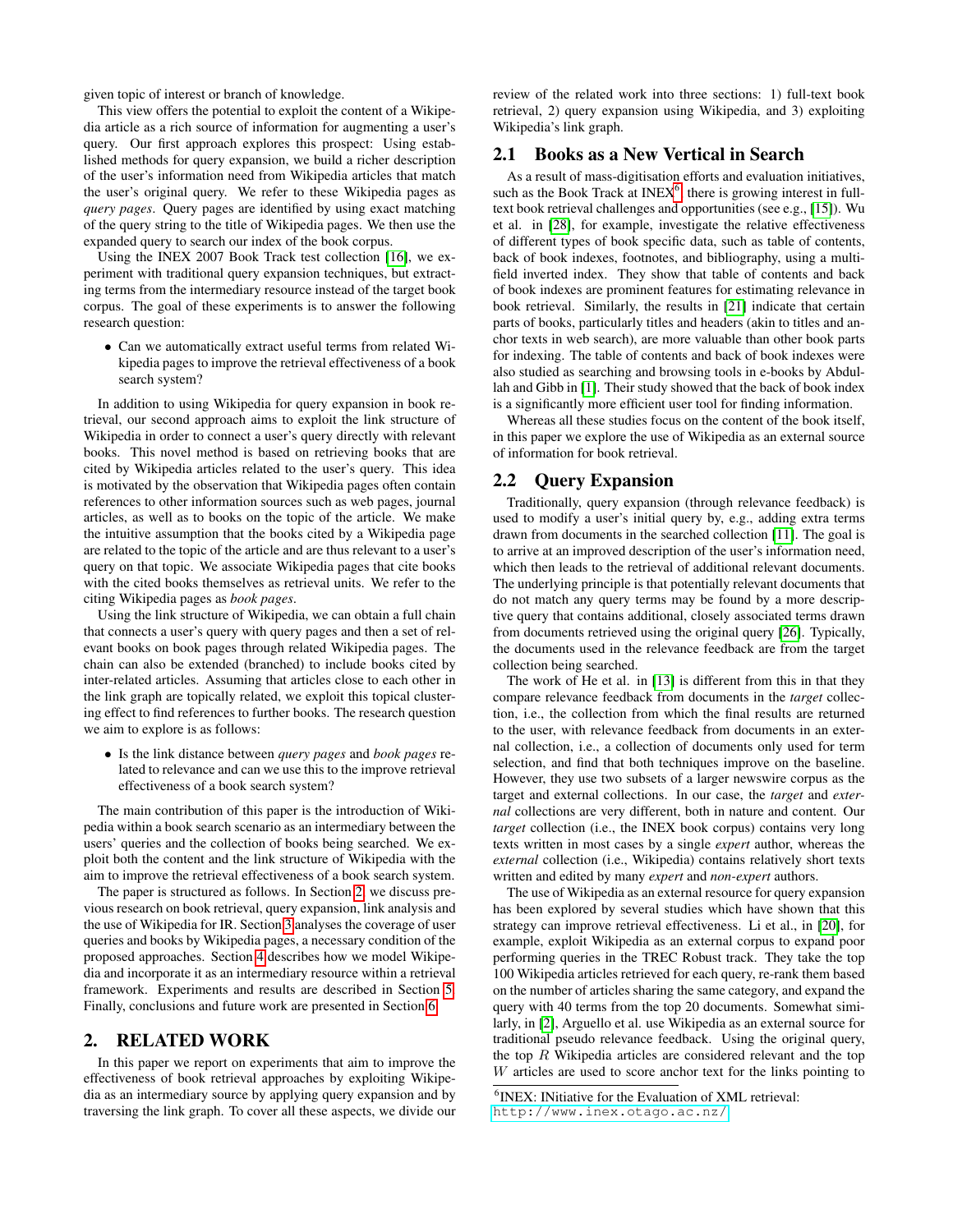given topic of interest or branch of knowledge.

This view offers the potential to exploit the content of a Wikipedia article as a rich source of information for augmenting a user's query. Our first approach explores this prospect: Using established methods for query expansion, we build a richer description of the user's information need from Wikipedia articles that match the user's original query. We refer to these Wikipedia pages as *query pages*. Query pages are identified by using exact matching of the query string to the title of Wikipedia pages. We then use the expanded query to search our index of the book corpus.

Using the INEX 2007 Book Track test collection [16], we experiment with traditional query expansion techniques, but extracting terms from the intermediary resource instead of the target book corpus. The goal of these experiments is to answer the following research question:

- Can we automatically extract useful terms from related Wikipedia pages to improve the retrieval effectiveness of a book search system?

In addition to using Wikipedia for query expansion in book retrieval, our second approach aims to exploit the link structure of Wikipedia in order to connect a user's query directly with relevant books. This novel method is based on retrieving books that are cited by Wikipedia articles related to the user's query. This idea is motivated by the observation that Wikipedia pages often contain references to other information sources such as web pages, journal articles, as well as to books on the topic of the article. We make the intuitive assumption that the books cited by a Wikipedia page are related to the topic of the article and are thus relevant to a user's query on that topic. We associate Wikipedia pages that cite books with the cited books themselves as retrieval units. We refer to the citing Wikipedia pages as *book pages*.

Using the link structure of Wikipedia, we can obtain a full chain that connects a user's query with query pages and then a set of relevant books on book pages through related Wikipedia pages. The chain can also be extended (branched) to include books cited by inter-related articles. Assuming that articles close to each other in the link graph are topically related, we exploit this topical clustering effect to find references to further books. The research question we aim to explore is as follows:

- Is the link distance between *query pages* and *book pages* related to relevance and can we use this to the improve retrieval effectiveness of a book search system?

The main contribution of this paper is the introduction of Wikipedia within a book search scenario as an intermediary between the users' queries and the collection of books being searched. We exploit both the content and the link structure of Wikipedia with the aim to improve the retrieval effectiveness of a book search system.

The paper is structured as follows. In Section 2, we discuss previous research on book retrieval, query expansion, link analysis and the use of Wikipedia for IR. Section 3 analyses the coverage of user queries and books by Wikipedia pages, a necessary condition of the proposed approaches. Section 4 describes how we model Wikipedia and incorporate it as an intermediary resource within a retrieval framework. Experiments and results are described in Section 5. Finally, conclusions and future work are presented in Section 6.

## 2. RELATED WORK

In this paper we report on experiments that aim to improve the effectiveness of book retrieval approaches by exploiting Wikipedia as an intermediary source by applying query expansion and by traversing the link graph. To cover all these aspects, we divide our review of the related work into three sections: 1) full-text book retrieval, 2) query expansion using Wikipedia, and 3) exploiting Wikipedia's link graph.

### 2.1 Books as a New Vertical in Search

As a result of mass-digitisation efforts and evaluation initiatives, such as the Book Track at INEX[6], there is growing interest in full-text book retrieval challenges and opportunities (see e.g., [15]). Wu et al. in [28], for example, investigate the relative effectiveness of different types of book specific data, such as table of contents, back of book indexes, footnotes, and bibliography, using a multi-field inverted index. They show that table of contents and back of book indexes are prominent features for estimating relevance in book retrieval. Similarly, the results in [21] indicate that certain parts of books, particularly titles and headers (akin to titles and anchor texts in web search), are more valuable than other book parts for indexing. The table of contents and back of book indexes were also studied as searching and browsing tools in e-books by Abdullah and Gibb in [1]. Their study showed that the back of book index is a significantly more efficient user tool for finding information.

Whereas all these studies focus on the content of the book itself, in this paper we explore the use of Wikipedia as an external source of information for book retrieval.

### 2.2 Query Expansion

Traditionally, query expansion (through relevance feedback) is used to modify a user's initial query by, e.g., adding extra terms drawn from documents in the searched collection [11]. The goal is to arrive at an improved description of the user's information need, which then leads to the retrieval of additional relevant documents. The underlying principle is that potentially relevant documents that do not match any query terms may be found by a more descriptive query that contains additional, closely associated terms drawn from documents retrieved using the original query [26]. Typically, the documents used in the relevance feedback are from the target collection being searched.

The work of He et al. in [13] is different from this in that they compare relevance feedback from documents in the *target* collection, i.e., the collection from which the final results are returned to the user, with relevance feedback from documents in an external collection, i.e., a collection of documents only used for term selection, and find that both techniques improve on the baseline. However, they use two subsets of a larger newswire corpus as the target and external collections. In our case, the *target* and *external* collections are very different, both in nature and content. Our *target* collection (i.e., the INEX book corpus) contains very long texts written in most cases by a single *expert* author, whereas the *external* collection (i.e., Wikipedia) contains relatively short texts written and edited by many *expert* and *non-expert* authors.

The use of Wikipedia as an external resource for query expansion has been explored by several studies which have shown that this strategy can improve retrieval effectiveness. Li et al., in [20], for example, exploit Wikipedia as an external corpus to expand poor performing queries in the TREC Robust track. They take the top 100 Wikipedia articles retrieved for each query, re-rank them based on the number of articles sharing the same category, and expand the query with 40 terms from the top 20 documents. Somewhat similarly, in [2], Arguello et al. use Wikipedia as an external source for traditional pseudo relevance feedback. Using the original query, the top $R$ Wikipedia articles are considered relevant and the top $W$ articles are used to score anchor text for the links pointing to

[6]INEX: INitiative for the Evaluation of XML retrieval: http://www.inex.otago.ac.nz/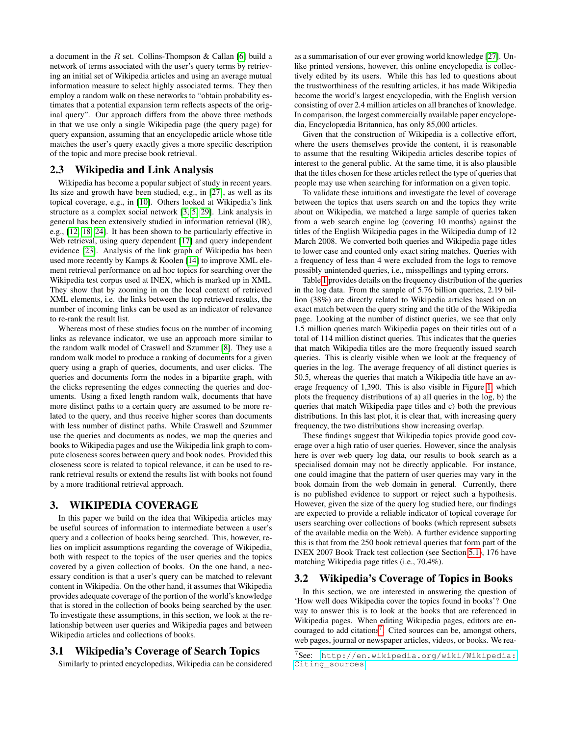a document in the $R$ set. Collins-Thompson & Callan [6] build a network of terms associated with the user's query terms by retrieving an initial set of Wikipedia articles and using an average mutual information measure to select highly associated terms. They then employ a random walk on these networks to "obtain probability estimates that a potential expansion term reflects aspects of the original query". Our approach differs from the above three methods in that we use only a single Wikipedia page (the query page) for query expansion, assuming that an encyclopedic article whose title matches the user's query exactly gives a more specific description of the topic and more precise book retrieval.

## 2.3 Wikipedia and Link Analysis

Wikipedia has become a popular subject of study in recent years. Its size and growth have been studied, e.g., in [27], as well as its topical coverage, e.g., in [10]. Others looked at Wikipedia's link structure as a complex social network [3, 5, 29]. Link analysis in general has been extensively studied in information retrieval (IR), e.g., [12, 18, 24]. It has been shown to be particularly effective in Web retrieval, using query dependent [17] and query independent evidence [23]. Analysis of the link graph of Wikipedia has been used more recently by Kamps & Koolen [14] to improve XML element retrieval performance on ad hoc topics for searching over the Wikipedia test corpus used at INEX, which is marked up in XML. They show that by zooming in on the local context of retrieved XML elements, i.e. the links between the top retrieved results, the number of incoming links can be used as an indicator of relevance to re-rank the result list.

Whereas most of these studies focus on the number of incoming links as relevance indicator, we use an approach more similar to the random walk model of Craswell and Szummer [8]. They use a random walk model to produce a ranking of documents for a given query using a graph of queries, documents, and user clicks. The queries and documents form the nodes in a bipartite graph, with the clicks representing the edges connecting the queries and documents. Using a fixed length random walk, documents that have more distinct paths to a certain query are assumed to be more related to the query, and thus receive higher scores than documents with less number of distinct paths. While Craswell and Szummer use the queries and documents as nodes, we map the queries and books to Wikipedia pages and use the Wikipedia link graph to compute closeness scores between query and book nodes. Provided this closeness score is related to topical relevance, it can be used to re-rank retrieval results or extend the results list with books not found by a more traditional retrieval approach.

# 3. WIKIPEDIA COVERAGE

In this paper we build on the idea that Wikipedia articles may be useful sources of information to intermediate between a user's query and a collection of books being searched. This, however, relies on implicit assumptions regarding the coverage of Wikipedia, both with respect to the topics of the user queries and the topics covered by a given collection of books. On the one hand, a necessary condition is that a user's query can be matched to relevant content in Wikipedia. On the other hand, it assumes that Wikipedia provides adequate coverage of the portion of the world's knowledge that is stored in the collection of books being searched by the user. To investigate these assumptions, in this section, we look at the relationship between user queries and Wikipedia pages and between Wikipedia articles and collections of books.

## 3.1 Wikipedia's Coverage of Search Topics

Similarly to printed encyclopedias, Wikipedia can be considered as a summarisation of our ever growing world knowledge [27]. Unlike printed versions, however, this online encyclopedia is collectively edited by its users. While this has led to questions about the trustworthiness of the resulting articles, it has made Wikipedia become the world's largest encyclopedia, with the English version consisting of over 2.4 million articles on all branches of knowledge. In comparison, the largest commercially available paper encyclopedia, Encyclopædia Britannica, has only 85,000 articles.

Given that the construction of Wikipedia is a collective effort, where the users themselves provide the content, it is reasonable to assume that the resulting Wikipedia articles describe topics of interest to the general public. At the same time, it is also plausible that the titles chosen for these articles reflect the type of queries that people may use when searching for information on a given topic.

To validate these intuitions and investigate the level of coverage between the topics that users search on and the topics they write about on Wikipedia, we matched a large sample of queries taken from a web search engine log (covering 10 months) against the titles of the English Wikipedia pages in the Wikipedia dump of 12 March 2008. We converted both queries and Wikipedia page titles to lower case and counted only exact string matches. Queries with a frequency of less than 4 were excluded from the logs to remove possibly unintended queries, i.e., misspellings and typing errors.

Table 1 provides details on the frequency distribution of the queries in the log data. From the sample of 5.76 billion queries, 2.19 billion (38%) are directly related to Wikipedia articles based on an exact match between the query string and the title of the Wikipedia page. Looking at the number of distinct queries, we see that only 1.5 million queries match Wikipedia pages on their titles out of a total of 114 million distinct queries. This indicates that the queries that match Wikipedia titles are the more frequently issued search queries. This is clearly visible when we look at the frequency of queries in the log. The average frequency of all distinct queries is 50.5, whereas the queries that match a Wikipedia title have an average frequency of 1,390. This is also visible in Figure 1, which plots the frequency distributions of a) all queries in the log, b) the queries that match Wikipedia page titles and c) both the previous distributions. In this last plot, it is clear that, with increasing query frequency, the two distributions show increasing overlap.

These findings suggest that Wikipedia topics provide good coverage over a high ratio of user queries. However, since the analysis here is over web query log data, our results to book search as a specialised domain may not be directly applicable. For instance, one could imagine that the pattern of user queries may vary in the book domain from the web domain in general. Currently, there is no published evidence to support or reject such a hypothesis. However, given the size of the query log studied here, our findings are expected to provide a reliable indicator of topical coverage for users searching over collections of books (which represent subsets of the available media on the Web). A further evidence supporting this is that from the 250 book retrieval queries that form part of the INEX 2007 Book Track test collection (see Section 5.1), 176 have matching Wikipedia page titles (i.e., 70.4%).

## 3.2 Wikipedia's Coverage of Topics in Books

In this section, we are interested in answering the question of 'How well does Wikipedia cover the topics found in books'? One way to answer this is to look at the books that are referenced in Wikipedia pages. When editing Wikipedia pages, editors are encouraged to add citations[7]. Cited sources can be, amongst others, web pages, journal or newspaper articles, videos, or books. We rea-

[7] See: http://en.wikipedia.org/wiki/Wikipedia:Citing_sources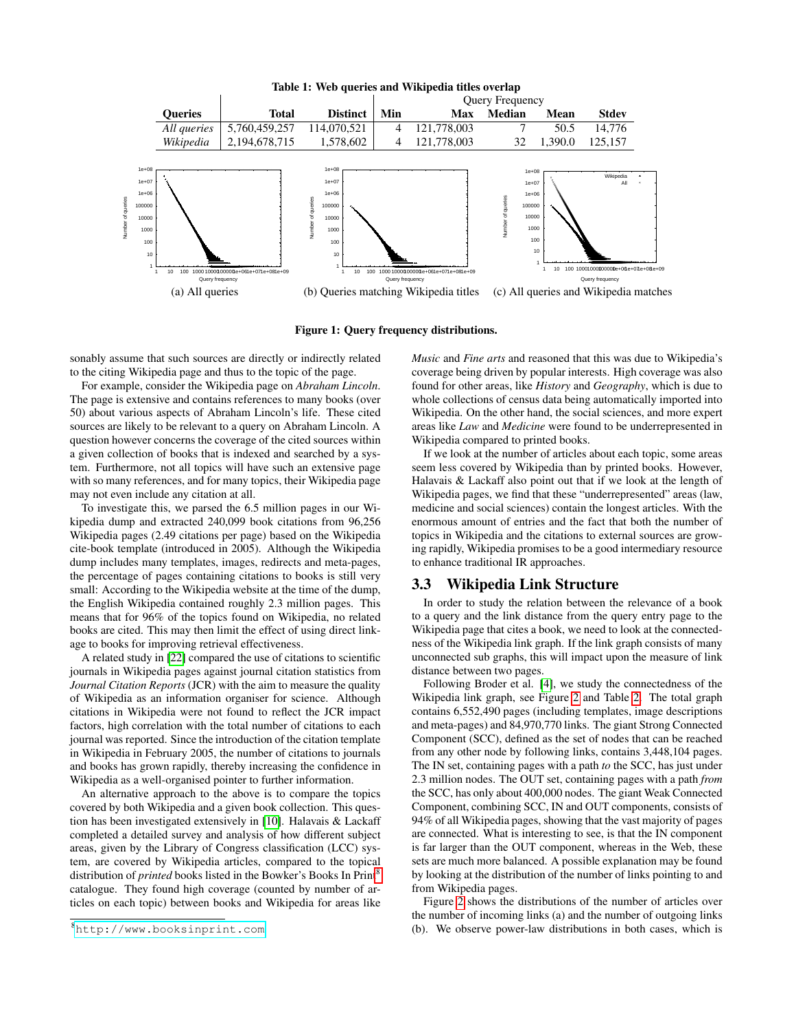**Table 1: Web queries and Wikipedia titles overlap**

| | | | Query Frequency | | | | |
|---|---|---|---|---|---|---|---|
| **Queries** | **Total** | **Distinct** | **Min** | **Max** | **Median** | **Mean** | **Stdev** |
| *All queries* | 5,760,459,257 | 114,070,521 | 4 | 121,778,003 | 7 | 50.5 | 14,776 |
| *Wikipedia* | 2,194,678,715 | 1,578,602 | 4 | 121,778,003 | 32 | 1,390.0 | 125,157 |

1e+08
1e+07
1e+06
100000
10000
1000
100
10
1
Number of queries
1 10 100 1000 10000 100000 1e+06 1e+07 1e+08 1e+09
Query frequency

(a) All queries

1e+08
1e+07
1e+06
100000
10000
1000
100
10
1
Number of queries
1 10 100 1000 10000 100000 1e+06 1e+07 1e+08 1e+09
Query frequency

(b) Queries matching Wikipedia titles

1e+08
1e+07
1e+06
100000
10000
1000
100
10
1
Number of queries
Wikipedia
All
1 10 100 1000 10000 100000 1e+06 1e+07 1e+08 1e+09
Query frequency

(c) All queries and Wikipedia matches

**Figure 1: Query frequency distributions.**

sonably assume that such sources are directly or indirectly related to the citing Wikipedia page and thus to the topic of the page.

For example, consider the Wikipedia page on *Abraham Lincoln*. The page is extensive and contains references to many books (over 50) about various aspects of Abraham Lincoln's life. These cited sources are likely to be relevant to a query on Abraham Lincoln. A question however concerns the coverage of the cited sources within a given collection of books that is indexed and searched by a system. Furthermore, not all topics will have such an extensive page with so many references, and for many topics, their Wikipedia page may not even include any citation at all.

To investigate this, we parsed the 6.5 million pages in our Wikipedia dump and extracted 240,099 book citations from 96,256 Wikipedia pages (2.49 citations per page) based on the Wikipedia cite-book template (introduced in 2005). Although the Wikipedia dump includes many templates, images, redirects and meta-pages, the percentage of pages containing citations to books is still very small: According to the Wikipedia website at the time of the dump, the English Wikipedia contained roughly 2.3 million pages. This means that for 96% of the topics found on Wikipedia, no related books are cited. This may then limit the effect of using direct linkage to books for improving retrieval effectiveness.

A related study in [22] compared the use of citations to scientific journals in Wikipedia pages against journal citation statistics from *Journal Citation Reports* (JCR) with the aim to measure the quality of Wikipedia as an information organiser for science. Although citations in Wikipedia were not found to reflect the JCR impact factors, high correlation with the total number of citations to each journal was reported. Since the introduction of the citation template in Wikipedia in February 2005, the number of citations to journals and books has grown rapidly, thereby increasing the confidence in Wikipedia as a well-organised pointer to further information.

An alternative approach to the above is to compare the topics covered by both Wikipedia and a given book collection. This question has been investigated extensively in [10]. Halavais & Lackaff completed a detailed survey and analysis of how different subject areas, given by the Library of Congress classification (LCC) system, are covered by Wikipedia articles, compared to the topical distribution of *printed* books listed in the Bowker's Books In Print[8] catalogue. They found high coverage (counted by number of articles on each topic) between books and Wikipedia for areas like *Music* and *Fine arts* and reasoned that this was due to Wikipedia's coverage being driven by popular interests. High coverage was also found for other areas, like *History* and *Geography*, which is due to whole collections of census data being automatically imported into Wikipedia. On the other hand, the social sciences, and more expert areas like *Law* and *Medicine* were found to be underrepresented in Wikipedia compared to printed books.

If we look at the number of articles about each topic, some areas seem less covered by Wikipedia than by printed books. However, Halavais & Lackaff also point out that if we look at the length of Wikipedia pages, we find that these "underrepresented" areas (law, medicine and social sciences) contain the longest articles. With the enormous amount of entries and the fact that both the number of topics in Wikipedia and the citations to external sources are growing rapidly, Wikipedia promises to be a good intermediary resource to enhance traditional IR approaches.

## 3.3 Wikipedia Link Structure

In order to study the relation between the relevance of a book to a query and the link distance from the query entry page to the Wikipedia page that cites a book, we need to look at the connectedness of the Wikipedia link graph. If the link graph consists of many unconnected sub graphs, this will impact upon the measure of link distance between two pages.

Following Broder et al. [4], we study the connectedness of the Wikipedia link graph, see Figure 2 and Table 2. The total graph contains 6,552,490 pages (including templates, image descriptions and meta-pages) and 84,970,770 links. The giant Strong Connected Component (SCC), defined as the set of nodes that can be reached from any other node by following links, contains 3,448,104 pages. The IN set, containing pages with a path *to* the SCC, has just under 2.3 million nodes. The OUT set, containing pages with a path *from* the SCC, has only about 400,000 nodes. The giant Weak Connected Component, combining SCC, IN and OUT components, consists of 94% of all Wikipedia pages, showing that the vast majority of pages are connected. What is interesting to see, is that the IN component is far larger than the OUT component, whereas in the Web, these sets are much more balanced. A possible explanation may be found by looking at the distribution of the number of links pointing to and from Wikipedia pages.

Figure 2 shows the distributions of the number of articles over the number of incoming links (a) and the number of outgoing links (b). We observe power-law distributions in both cases, which is

[8] http://www.booksinprint.com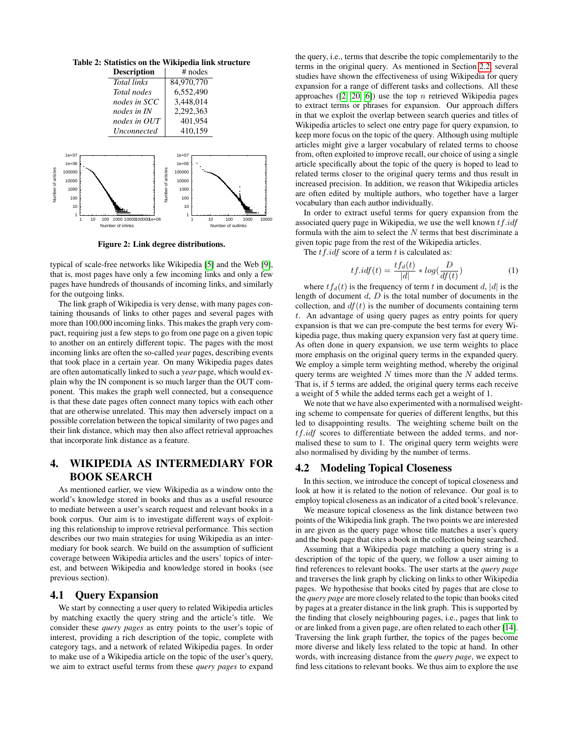**Table 2: Statistics on the Wikipedia link structure**

| Description | # nodes |
|---|---|
| *Total links* | 84,970,770 |
| *Total nodes* | 6,552,490 |
| *nodes in SCC* | 3,448,014 |
| *nodes in IN* | 2,292,363 |
| *nodes in OUT* | 401,954 |
| *Unconnected* | 410,159 |

**Figure 2: Link degree distributions.**

typical of scale-free networks like Wikipedia [5] and the Web [9], that is, most pages have only a few incoming links and only a few pages have hundreds of thousands of incoming links, and similarly for the outgoing links.

The link graph of Wikipedia is very dense, with many pages containing thousands of links to other pages and several pages with more than 100,000 incoming links. This makes the graph very compact, requiring just a few steps to go from one page on a given topic to another on an entirely different topic. The pages with the most incoming links are often the so-called *year* pages, describing events that took place in a certain year. On many Wikipedia pages dates are often automatically linked to such a *year* page, which would explain why the IN component is so much larger than the OUT component. This makes the graph well connected, but a consequence is that these date pages often connect many topics with each other that are otherwise unrelated. This may then adversely impact on a possible correlation between the topical similarity of two pages and their link distance, which may then also affect retrieval approaches that incorporate link distance as a feature.

# 4. WIKIPEDIA AS INTERMEDIARY FOR BOOK SEARCH

As mentioned earlier, we view Wikipedia as a window onto the world's knowledge stored in books and thus as a useful resource to mediate between a user's search request and relevant books in a book corpus. Our aim is to investigate different ways of exploiting this relationship to improve retrieval performance. This section describes our two main strategies for using Wikipedia as an intermediary for book search. We build on the assumption of sufficient coverage between Wikipedia articles and the users' topics of interest, and between Wikipedia and knowledge stored in books (see previous section).

## 4.1 Query Expansion

We start by connecting a user query to related Wikipedia articles by matching exactly the query string and the article's title. We consider these *query pages* as entry points to the user's topic of interest, providing a rich description of the topic, complete with category tags, and a network of related Wikipedia pages. In order to make use of a Wikipedia article on the topic of the user's query, we aim to extract useful terms from these *query pages* to expand the query, i.e., terms that describe the topic complementarily to the terms in the original query. As mentioned in Section 2.2, several studies have shown the effectiveness of using Wikipedia for query expansion for a range of different tasks and collections. All these approaches ([2, 20, 6]) use the top $n$ retrieved Wikipedia pages to extract terms or phrases for expansion. Our approach differs in that we exploit the overlap between search queries and titles of Wikipedia articles to select one entry page for query expansion, to keep more focus on the topic of the query. Although using multiple articles might give a larger vocabulary of related terms to choose from, often exploited to improve recall, our choice of using a single article specifically about the topic of the query is hoped to lead to related terms closer to the original query terms and thus result in increased precision. In addition, we reason that Wikipedia articles are often edited by multiple authors, who together have a larger vocabulary than each author individually.

In order to extract useful terms for query expansion from the associated query page in Wikipedia, we use the well known $tf.idf$ formula with the aim to select the $N$ terms that best discriminate a given topic page from the rest of the Wikipedia articles.

The $tf.idf$ score of a term $t$ is calculated as:

$$tf.idf(t) = \frac{tf_d(t)}{|d|} * log(\frac{D}{df(t)}) \qquad (1)$$

where $tf_d(t)$ is the frequency of term $t$ in document $d$, $|d|$ is the length of document $d$, $D$ is the total number of documents in the collection, and $df(t)$ is the number of documents containing term $t$. An advantage of using query pages as entry points for query expansion is that we can pre-compute the best terms for every Wikipedia page, thus making query expansion very fast at query time. As often done in query expansion, we use term weights to place more emphasis on the original query terms in the expanded query. We employ a simple term weighting method, whereby the original query terms are weighted $N$ times more than the $N$ added terms. That is, if 5 terms are added, the original query terms each receive a weight of 5 while the added terms each get a weight of 1.

We note that we have also experimented with a normalised weighting scheme to compensate for queries of different lengths, but this led to disappointing results. The weighting scheme built on the $tf.idf$ scores to differentiate between the added terms, and normalised these to sum to 1. The original query term weights were also normalised by dividing by the number of terms.

## 4.2 Modeling Topical Closeness

In this section, we introduce the concept of topical closeness and look at how it is related to the notion of relevance. Our goal is to employ topical closeness as an indicator of a cited book's relevance.

We measure topical closeness as the link distance between two points of the Wikipedia link graph. The two points we are interested in are given as the query page whose title matches a user's query and the book page that cites a book in the collection being searched.

Assuming that a Wikipedia page matching a query string is a description of the topic of the query, we follow a user aiming to find references to relevant books. The user starts at the *query page* and traverses the link graph by clicking on links to other Wikipedia pages. We hypothesise that books cited by pages that are close to the *query page* are more closely related to the topic than books cited by pages at a greater distance in the link graph. This is supported by the finding that closely neighbouring pages, i.e., pages that link to or are linked from a given page, are often related to each other [14]. Traversing the link graph further, the topics of the pages become more diverse and likely less related to the topic at hand. In other words, with increasing distance from the *query page*, we expect to find less citations to relevant books. We thus aim to explore the use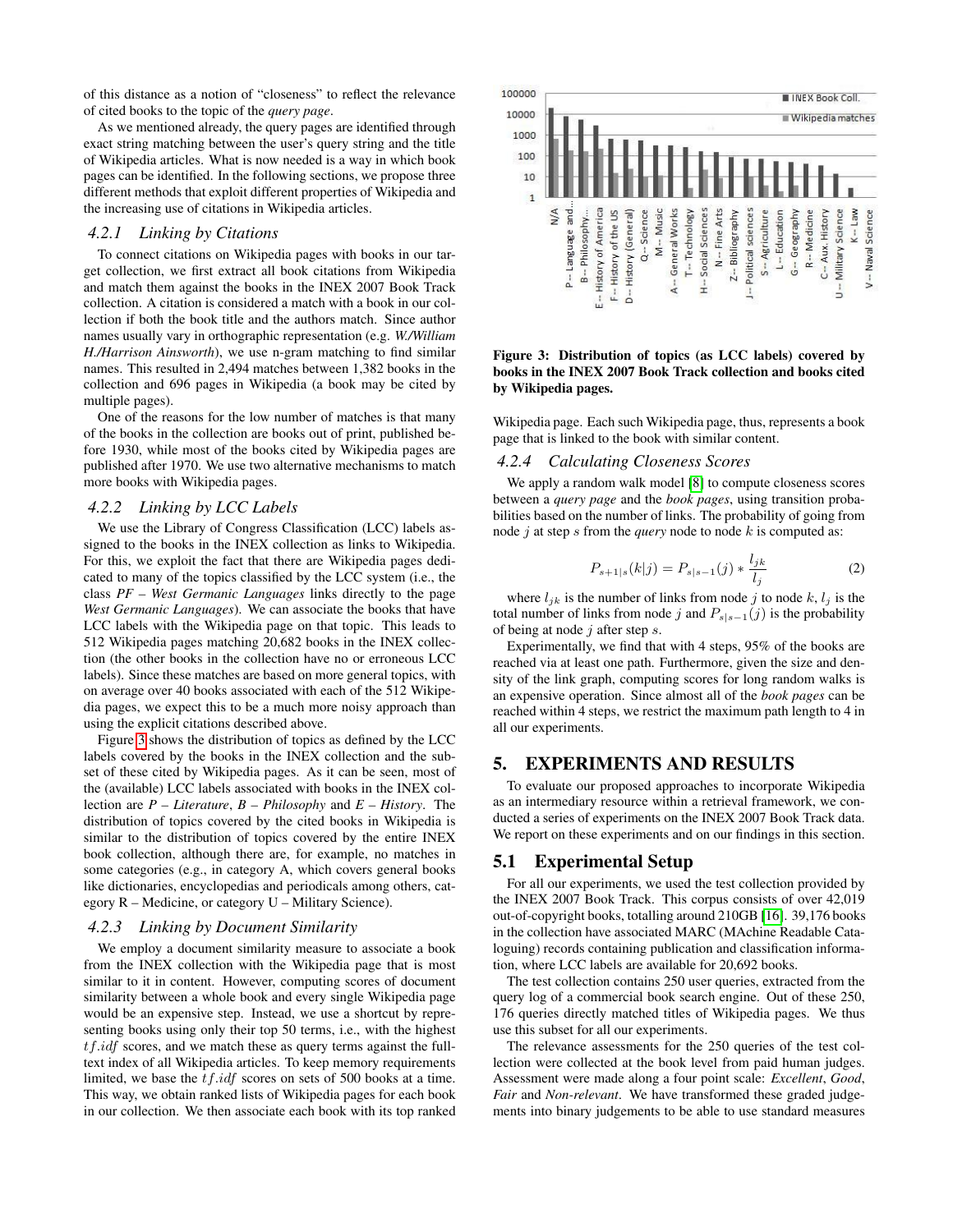of this distance as a notion of "closeness" to reflect the relevance of cited books to the topic of the *query page*.

As we mentioned already, the query pages are identified through exact string matching between the user's query string and the title of Wikipedia articles. What is now needed is a way in which book pages can be identified. In the following sections, we propose three different methods that exploit different properties of Wikipedia and the increasing use of citations in Wikipedia articles.

### 4.2.1 Linking by Citations

To connect citations on Wikipedia pages with books in our target collection, we first extract all book citations from Wikipedia and match them against the books in the INEX 2007 Book Track collection. A citation is considered a match with a book in our collection if both the book title and the authors match. Since author names usually vary in orthographic representation (e.g. *W./William H./Harrison Ainsworth*), we use n-gram matching to find similar names. This resulted in 2,494 matches between 1,382 books in the collection and 696 pages in Wikipedia (a book may be cited by multiple pages).

One of the reasons for the low number of matches is that many of the books in the collection are books out of print, published before 1930, while most of the books cited by Wikipedia pages are published after 1970. We use two alternative mechanisms to match more books with Wikipedia pages.

### 4.2.2 Linking by LCC Labels

We use the Library of Congress Classification (LCC) labels assigned to the books in the INEX collection as links to Wikipedia. For this, we exploit the fact that there are Wikipedia pages dedicated to many of the topics classified by the LCC system (i.e., the class *PF – West Germanic Languages* links directly to the page *West Germanic Languages*). We can associate the books that have LCC labels with the Wikipedia page on that topic. This leads to 512 Wikipedia pages matching 20,682 books in the INEX collection (the other books in the collection have no or erroneous LCC labels). Since these matches are based on more general topics, with on average over 40 books associated with each of the 512 Wikipedia pages, we expect this to be a much more noisy approach than using the explicit citations described above.

Figure 3 shows the distribution of topics as defined by the LCC labels covered by the books in the INEX collection and the subset of these cited by Wikipedia pages. As it can be seen, most of the (available) LCC labels associated with books in the INEX collection are *P – Literature*, *B – Philosophy* and *E – History*. The distribution of topics covered by the cited books in Wikipedia is similar to the distribution of topics covered by the entire INEX book collection, although there are, for example, no matches in some categories (e.g., in category A, which covers general books like dictionaries, encyclopedias and periodicals among others, category R – Medicine, or category U – Military Science).

### 4.2.3 Linking by Document Similarity

We employ a document similarity measure to associate a book from the INEX collection with the Wikipedia page that is most similar to it in content. However, computing scores of document similarity between a whole book and every single Wikipedia page would be an expensive step. Instead, we use a shortcut by representing books using only their top 50 terms, i.e., with the highest $tf.idf$ scores, and we match these as query terms against the full-text index of all Wikipedia articles. To keep memory requirements limited, we base the $tf.idf$ scores on sets of 500 books at a time. This way, we obtain ranked lists of Wikipedia pages for each book in our collection. We then associate each book with its top ranked Wikipedia page. Each such Wikipedia page, thus, represents a book page that is linked to the book with similar content.

**Figure 3: Distribution of topics (as LCC labels) covered by books in the INEX 2007 Book Track collection and books cited by Wikipedia pages.**

### 4.2.4 Calculating Closeness Scores

We apply a random walk model [8] to compute closeness scores between a *query page* and the *book pages*, using transition probabilities based on the number of links. The probability of going from node $j$ at step $s$ from the *query* node to node $k$ is computed as:

$$P_{s+1|s}(k|j) = P_{s|s-1}(j) * \frac{l_{jk}}{l_j} \quad (2)$$

where $l_{jk}$ is the number of links from node $j$ to node $k$, $l_j$ is the total number of links from node $j$ and $P_{s|s-1}(j)$ is the probability of being at node $j$ after step $s$.

Experimentally, we find that with 4 steps, 95% of the books are reached via at least one path. Furthermore, given the size and density of the link graph, computing scores for long random walks is an expensive operation. Since almost all of the *book pages* can be reached within 4 steps, we restrict the maximum path length to 4 in all our experiments.

## 5. EXPERIMENTS AND RESULTS

To evaluate our proposed approaches to incorporate Wikipedia as an intermediary resource within a retrieval framework, we conducted a series of experiments on the INEX 2007 Book Track data. We report on these experiments and on our findings in this section.

## 5.1 Experimental Setup

For all our experiments, we used the test collection provided by the INEX 2007 Book Track. This corpus consists of over 42,019 out-of-copyright books, totalling around 210GB [16]. 39,176 books in the collection have associated MARC (MAchine Readable Cataloging) records containing publication and classification information, where LCC labels are available for 20,692 books.

The test collection contains 250 user queries, extracted from the query log of a commercial book search engine. Out of these 250, 176 queries directly matched titles of Wikipedia pages. We thus use this subset for all our experiments.

The relevance assessments for the 250 queries of the test collection were collected at the book level from paid human judges. Assessment were made along a four point scale: *Excellent*, *Good*, *Fair* and *Non-relevant*. We have transformed these graded judgements into binary judgements to be able to use standard measures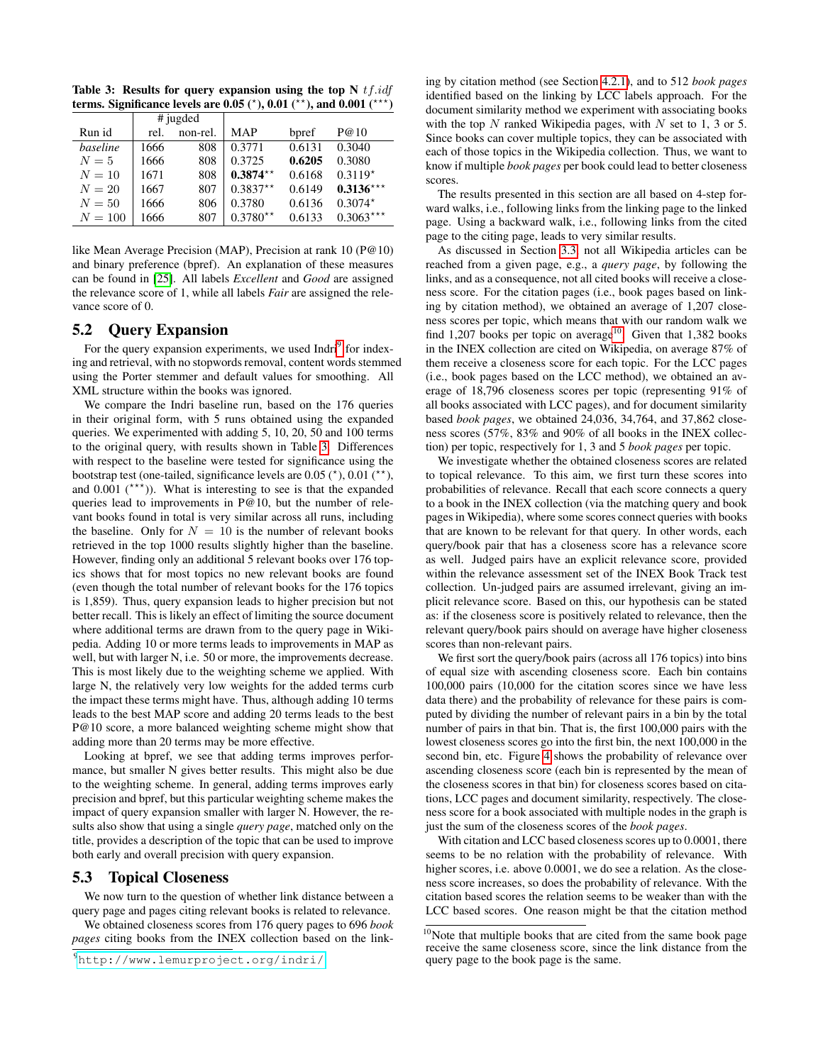Table 3: Results for query expansion using the top N $tf.idf$ terms. Significance levels are 0.05 ($^{\star}$), 0.01 ($^{\star\star}$), and 0.001 ($^{\star\star\star}$)

| | # judged | | | | |
|---|---|---|---|---|---|
| Run id | rel. | non-rel. | MAP | bpref | P@10 |
| *baseline* | 1666 | 808 | 0.3771 | 0.6131 | 0.3040 |
| $N = 5$ | 1666 | 808 | 0.3725 | **0.6205** | 0.3080 |
| $N = 10$ | 1671 | 808 | **0.3874**$^{\star\star}$ | 0.6168 | 0.3119$^{\star}$ |
| $N = 20$ | 1667 | 807 | 0.3837$^{\star\star}$ | 0.6149 | **0.3136**$^{\star\star\star}$ |
| $N = 50$ | 1666 | 806 | 0.3780 | 0.6136 | 0.3074$^{\star}$ |
| $N = 100$ | 1666 | 807 | 0.3780$^{\star\star}$ | 0.6133 | 0.3063$^{\star\star\star}$ |

like Mean Average Precision (MAP), Precision at rank 10 (P@10) and binary preference (bpref). An explanation of these measures can be found in [25]. All labels *Excellent* and *Good* are assigned the relevance score of 1, while all labels *Fair* are assigned the relevance score of 0.

## 5.2 Query Expansion

For the query expansion experiments, we used Indri[9] for indexing and retrieval, with no stopwords removal, content words stemmed using the Porter stemmer and default values for smoothing. All XML structure within the books was ignored.

We compare the Indri baseline run, based on the 176 queries in their original form, with 5 runs obtained using the expanded queries. We experimented with adding 5, 10, 20, 50 and 100 terms to the original query, with results shown in Table 3. Differences with respect to the baseline were tested for significance using the bootstrap test (one-tailed, significance levels are 0.05 ($^{\star}$), 0.01 ($^{\star\star}$), and 0.001 ($^{\star\star\star}$)). What is interesting to see is that the expanded queries lead to improvements in P@10, but the number of relevant books found in total is very similar across all runs, including the baseline. Only for $N = 10$ is the number of relevant books retrieved in the top 1000 results slightly higher than the baseline. However, finding only an additional 5 relevant books over 176 topics shows that for most topics no new relevant books are found (even though the total number of relevant books for the 176 topics is 1,859). Thus, query expansion leads to higher precision but not better recall. This is likely an effect of limiting the source document where additional terms are drawn from to the query page in Wikipedia. Adding 10 or more terms leads to improvements in MAP as well, but with larger N, i.e. 50 or more, the improvements decrease. This is most likely due to the weighting scheme we applied. With large N, the relatively very low weights for the added terms curb the impact these terms might have. Thus, although adding 10 terms leads to the best MAP score and adding 20 terms leads to the best P@10 score, a more balanced weighting scheme might show that adding more than 20 terms may be more effective.

Looking at bpref, we see that adding terms improves performance, but smaller N gives better results. This might also be due to the weighting scheme. In general, adding terms improves early precision and bpref, but this particular weighting scheme makes the impact of query expansion smaller with larger N. However, the results also show that using a single *query page*, matched only on the title, provides a description of the topic that can be used to improve both early and overall precision with query expansion.

## 5.3 Topical Closeness

We now turn to the question of whether link distance between a query page and pages citing relevant books is related to relevance.

We obtained closeness scores from 176 query pages to 696 *book pages* citing books from the INEX collection based on the linking by citation method (see Section 4.2.1), and to 512 *book pages* identified based on the linking by LCC labels approach. For the document similarity method we experiment with associating books with the top $N$ ranked Wikipedia pages, with $N$ set to 1, 3 or 5. Since books can cover multiple topics, they can be associated with each of those topics in the Wikipedia collection. Thus, we want to know if multiple *book pages* per book could lead to better closeness scores.

The results presented in this section are all based on 4-step forward walks, i.e., following links from the linking page to the linked page. Using a backward walk, i.e., following links from the cited page to the citing page, leads to very similar results.

As discussed in Section 3.3, not all Wikipedia articles can be reached from a given page, e.g., a *query page*, by following the links, and as a consequence, not all cited books will receive a closeness score. For the citation pages (i.e., book pages based on linking by citation method), we obtained an average of 1,207 closeness scores per topic, which means that with our random walk we find 1,207 books per topic on average[10]. Given that 1,382 books in the INEX collection are cited on Wikipedia, on average 87% of them receive a closeness score for each topic. For the LCC pages (i.e., book pages based on the LCC method), we obtained an average of 18,796 closeness scores per topic (representing 91% of all books associated with LCC pages), and for document similarity based *book pages*, we obtained 24,036, 34,764, and 37,862 closeness scores (57%, 83% and 90% of all books in the INEX collection) per topic, respectively for 1, 3 and 5 *book pages* per topic.

We investigate whether the obtained closeness scores are related to topical relevance. To this aim, we first turn these scores into probabilities of relevance. Recall that each score connects a query to a book in the INEX collection (via the matching query and book pages in Wikipedia), where some scores connect queries with books that are known to be relevant for that query. In other words, each query/book pair that has a closeness score has a relevance score as well. Judged pairs have an explicit relevance score, provided within the relevance assessment set of the INEX Book Track test collection. Un-judged pairs are assumed irrelevant, giving an implicit relevance score. Based on this, our hypothesis can be stated as: if the closeness score is positively related to relevance, then the relevant query/book pairs should on average have higher closeness scores than non-relevant pairs.

We first sort the query/book pairs (across all 176 topics) into bins of equal size with ascending closeness score. Each bin contains 100,000 pairs (10,000 for the citation scores since we have less data there) and the probability of relevance for these pairs is computed by dividing the number of relevant pairs in a bin by the total number of pairs in that bin. That is, the first 100,000 pairs with the lowest closeness scores go into the first bin, the next 100,000 in the second bin, etc. Figure 4 shows the probability of relevance over ascending closeness score (each bin is represented by the mean of the closeness scores in that bin) for closeness scores based on citations, LCC pages and document similarity, respectively. The closeness score for a book associated with multiple nodes in the graph is just the sum of the closeness scores of the *book pages*.

With citation and LCC based closeness scores up to 0.0001, there seems to be no relation with the probability of relevance. With higher scores, i.e. above 0.0001, we do see a relation. As the closeness score increases, so does the probability of relevance. With the citation based scores the relation seems to be weaker than with the LCC based scores. One reason might be that the citation method

[9] http://www.lemurproject.org/indri/

[10] Note that multiple books that are cited from the same book page receive the same closeness score, since the link distance from the query page to the book page is the same.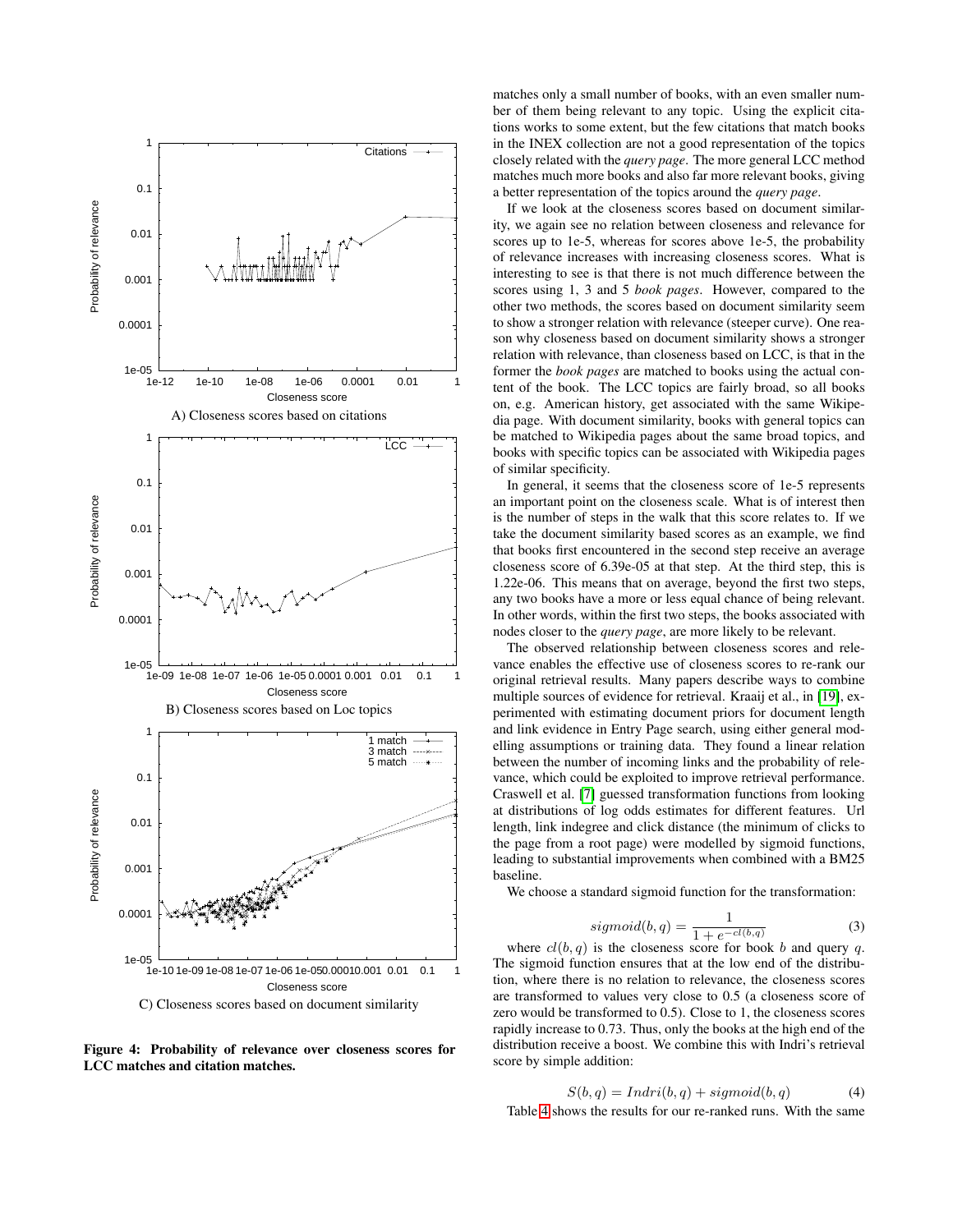A) Closeness scores based on citations

B) Closeness scores based on Loc topics

C) Closeness scores based on document similarity

**Figure 4: Probability of relevance over closeness scores for LCC matches and citation matches.**

matches only a small number of books, with an even smaller number of them being relevant to any topic. Using the explicit citations works to some extent, but the few citations that match books in the INEX collection are not a good representation of the topics closely related with the *query page*. The more general LCC method matches much more books and also far more relevant books, giving a better representation of the topics around the *query page*.

If we look at the closeness scores based on document similarity, we again see no relation between closeness and relevance for scores up to 1e-5, whereas for scores above 1e-5, the probability of relevance increases with increasing closeness scores. What is interesting to see is that there is not much difference between the scores using 1, 3 and 5 *book pages*. However, compared to the other two methods, the scores based on document similarity seem to show a stronger relation with relevance (steeper curve). One reason why closeness based on document similarity shows a stronger relation with relevance, than closeness based on LCC, is that in the former the *book pages* are matched to books using the actual content of the book. The LCC topics are fairly broad, so all books on, e.g. American history, get associated with the same Wikipedia page. With document similarity, books with general topics can be matched to Wikipedia pages about the same broad topics, and books with specific topics can be associated with Wikipedia pages of similar specificity.

In general, it seems that the closeness score of 1e-5 represents an important point on the closeness scale. What is of interest then is the number of steps in the walk that this score relates to. If we take the document similarity based scores as an example, we find that books first encountered in the second step receive an average closeness score of 6.39e-05 at that step. At the third step, this is 1.22e-06. This means that on average, beyond the first two steps, any two books have a more or less equal chance of being relevant. In other words, within the first two steps, the books associated with nodes closer to the *query page*, are more likely to be relevant.

The observed relationship between closeness scores and relevance enables the effective use of closeness scores to re-rank our original retrieval results. Many papers describe ways to combine multiple sources of evidence for retrieval. Kraaij et al., in [19], experimented with estimating document priors for document length and link evidence in Entry Page search, using either general modelling assumptions or training data. They found a linear relation between the number of incoming links and the probability of relevance, which could be exploited to improve retrieval performance. Craswell et al. [7] guessed transformation functions from looking at distributions of log odds estimates for different features. Url length, link indegree and click distance (the minimum of clicks to the page from a root page) were modelled by sigmoid functions, leading to substantial improvements when combined with a BM25 baseline.

We choose a standard sigmoid function for the transformation:

$$sigmoid(b, q) = \frac{1}{1 + e^{-cl(b,q)}} \qquad (3)$$

where $cl(b, q)$ is the closeness score for book $b$ and query $q$. The sigmoid function ensures that at the low end of the distribution, where there is no relation to relevance, the closeness scores are transformed to values very close to 0.5 (a closeness score of zero would be transformed to 0.5). Close to 1, the closeness scores rapidly increase to 0.73. Thus, only the books at the high end of the distribution receive a boost. We combine this with Indri's retrieval score by simple addition:

$$S(b, q) = Indri(b, q) + sigmoid(b, q) \qquad (4)$$

Table 4 shows the results for our re-ranked runs. With the same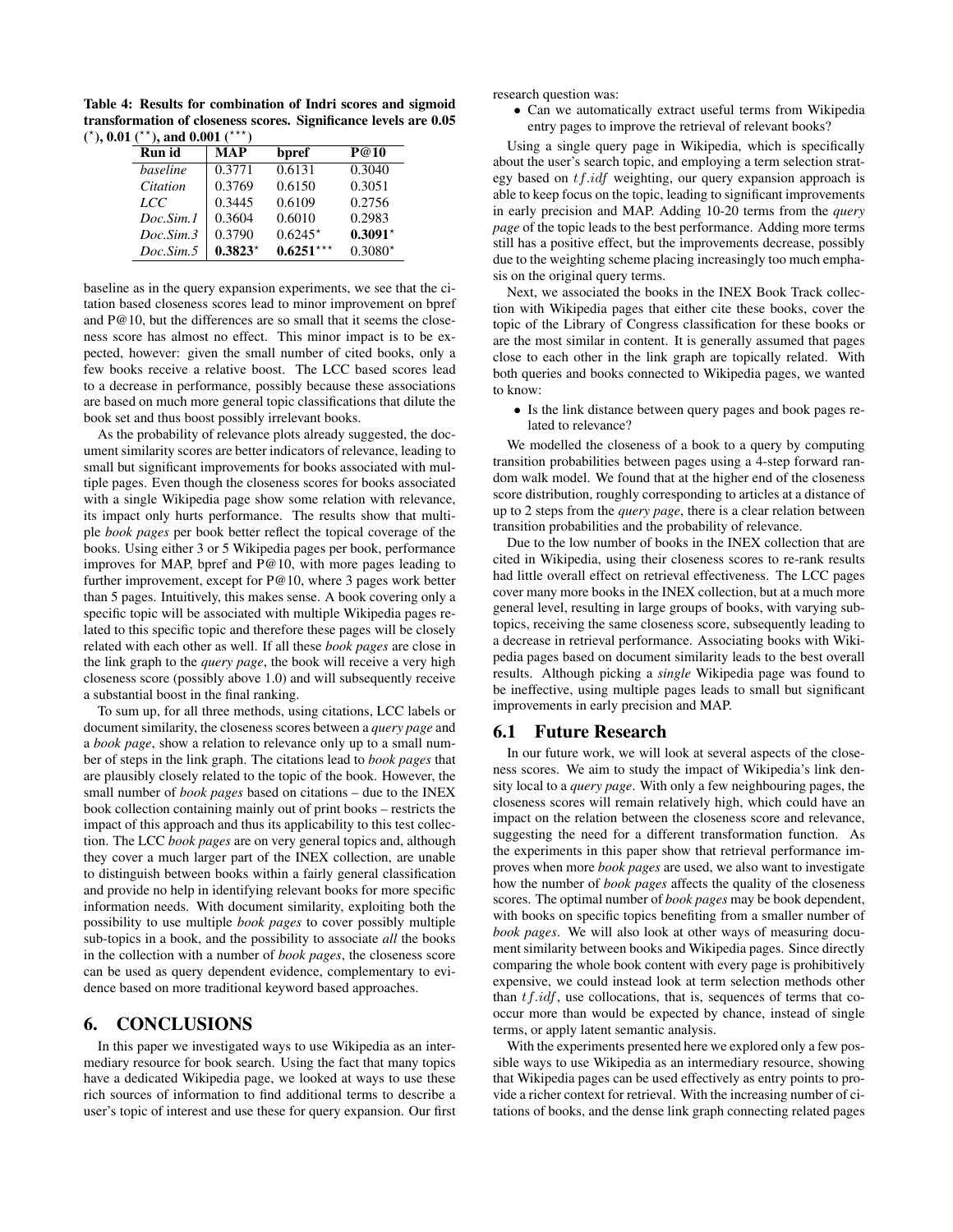**Table 4: Results for combination of Indri scores and sigmoid transformation of closeness scores. Significance levels are 0.05 ($^\star$), 0.01 ($^{\star\star}$), and 0.001 ($^{\star\star\star}$)**

| Run id | MAP | bpref | P@10 |
|---|---|---|---|
| *baseline* | 0.3771 | 0.6131 | 0.3040 |
| *Citation* | 0.3769 | 0.6150 | 0.3051 |
| *LCC* | 0.3445 | 0.6109 | 0.2756 |
| *Doc.Sim.1* | 0.3604 | 0.6010 | 0.2983 |
| *Doc.Sim.3* | 0.3790 | $0.6245^\star$ | **0.3091**$^\star$ |
| *Doc.Sim.5* | **0.3823**$^\star$ | **0.6251**$^{\star\star\star}$ | $0.3080^\star$ |

baseline as in the query expansion experiments, we see that the citation based closeness scores lead to minor improvement on bpref and P@10, but the differences are so small that it seems the closeness score has almost no effect. This minor impact is to be expected, however: given the small number of cited books, only a few books receive a relative boost. The LCC based scores lead to a decrease in performance, possibly because these associations are based on much more general topic classifications that dilute the book set and thus boost possibly irrelevant books.

As the probability of relevance plots already suggested, the document similarity scores are better indicators of relevance, leading to small but significant improvements for books associated with multiple pages. Even though the closeness scores for books associated with a single Wikipedia page show some relation with relevance, its impact only hurts performance. The results show that multiple *book pages* per book better reflect the topical coverage of the books. Using either 3 or 5 Wikipedia pages per book, performance improves for MAP, bpref and P@10, with more pages leading to further improvement, except for P@10, where 3 pages work better than 5 pages. Intuitively, this makes sense. A book covering only a specific topic will be associated with multiple Wikipedia pages related to this specific topic and therefore these pages will be closely related with each other as well. If all these *book pages* are close in the link graph to the *query page*, the book will receive a very high closeness score (possibly above 1.0) and will subsequently receive a substantial boost in the final ranking.

To sum up, for all three methods, using citations, LCC labels or document similarity, the closeness scores between a *query page* and a *book page*, show a relation to relevance only up to a small number of steps in the link graph. The citations lead to *book pages* that are plausibly closely related to the topic of the book. However, the small number of *book pages* based on citations – due to the INEX book collection containing mainly out of print books – restricts the impact of this approach and thus its applicability to this test collection. The LCC *book pages* are on very general topics and, although they cover a much larger part of the INEX collection, are unable to distinguish between books within a fairly general classification and provide no help in identifying relevant books for more specific information needs. With document similarity, exploiting both the possibility to use multiple *book pages* to cover possibly multiple sub-topics in a book, and the possibility to associate *all* the books in the collection with a number of *book pages*, the closeness score can be used as query dependent evidence, complementary to evidence based on more traditional keyword based approaches.

# 6. CONCLUSIONS

In this paper we investigated ways to use Wikipedia as an intermediary resource for book search. Using the fact that many topics have a dedicated Wikipedia page, we looked at ways to use these rich sources of information to find additional terms to describe a user's topic of interest and use these for query expansion. Our first research question was:

- Can we automatically extract useful terms from Wikipedia entry pages to improve the retrieval of relevant books?

Using a single query page in Wikipedia, which is specifically about the user's search topic, and employing a term selection strategy based on $tf.idf$ weighting, our query expansion approach is able to keep focus on the topic, leading to significant improvements in early precision and MAP. Adding 10-20 terms from the *query page* of the topic leads to the best performance. Adding more terms still has a positive effect, but the improvements decrease, possibly due to the weighting scheme placing increasingly too much emphasis on the original query terms.

Next, we associated the books in the INEX Book Track collection with Wikipedia pages that either cite these books, cover the topic of the Library of Congress classification for these books or are the most similar in content. It is generally assumed that pages close to each other in the link graph are topically related. With both queries and books connected to Wikipedia pages, we wanted to know:

- Is the link distance between query pages and book pages related to relevance?

We modelled the closeness of a book to a query by computing transition probabilities between pages using a 4-step forward random walk model. We found that at the higher end of the closeness score distribution, roughly corresponding to articles at a distance of up to 2 steps from the *query page*, there is a clear relation between transition probabilities and the probability of relevance.

Due to the low number of books in the INEX collection that are cited in Wikipedia, using their closeness scores to re-rank results had little overall effect on retrieval effectiveness. The LCC pages cover many more books in the INEX collection, but at a much more general level, resulting in large groups of books, with varying subtopics, receiving the same closeness score, subsequently leading to a decrease in retrieval performance. Associating books with Wikipedia pages based on document similarity leads to the best overall results. Although picking a *single* Wikipedia page was found to be ineffective, using multiple pages leads to small but significant improvements in early precision and MAP.

## 6.1 Future Research

In our future work, we will look at several aspects of the closeness scores. We aim to study the impact of Wikipedia's link density local to a *query page*. With only a few neighbouring pages, the closeness scores will remain relatively high, which could have an impact on the relation between the closeness score and relevance, suggesting the need for a different transformation function. As the experiments in this paper show that retrieval performance improves when more *book pages* are used, we also want to investigate how the number of *book pages* affects the quality of the closeness scores. The optimal number of *book pages* may be book dependent, with books on specific topics benefiting from a smaller number of *book pages*. We will also look at other ways of measuring document similarity between books and Wikipedia pages. Since directly comparing the whole book content with every page is prohibitively expensive, we could instead look at term selection methods other than $tf.idf$, use collocations, that is, sequences of terms that cooccur more than would be expected by chance, instead of single terms, or apply latent semantic analysis.

With the experiments presented here we explored only a few possible ways to use Wikipedia as an intermediary resource, showing that Wikipedia pages can be used effectively as entry points to provide a richer context for retrieval. With the increasing number of citations of books, and the dense link graph connecting related pages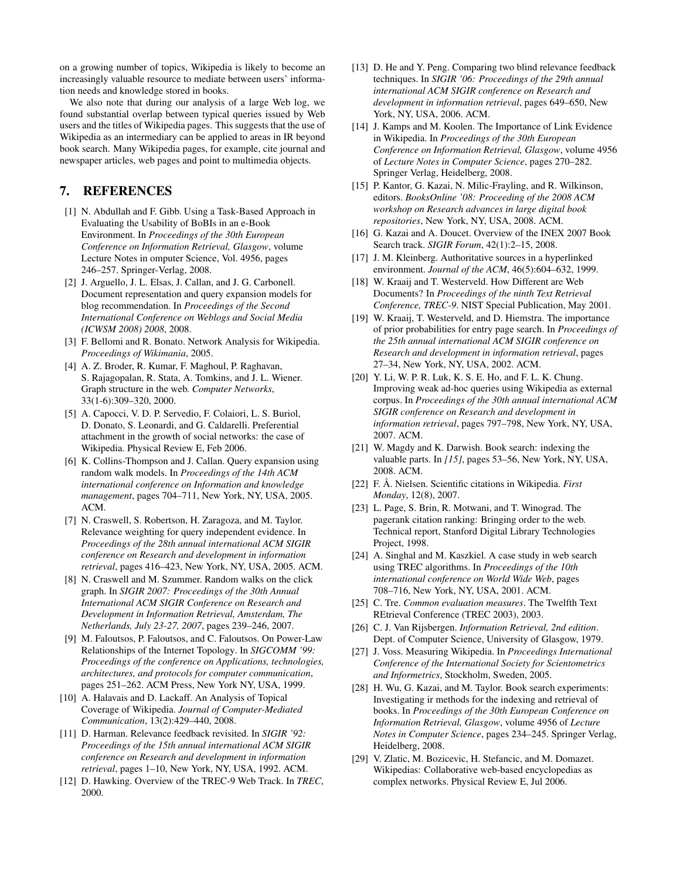on a growing number of topics, Wikipedia is likely to become an increasingly valuable resource to mediate between users' information needs and knowledge stored in books.

We also note that during our analysis of a large Web log, we found substantial overlap between typical queries issued by Web users and the titles of Wikipedia pages. This suggests that the use of Wikipedia as an intermediary can be applied to areas in IR beyond book search. Many Wikipedia pages, for example, cite journal and newspaper articles, web pages and point to multimedia objects.

## 7. REFERENCES

[1] N. Abdullah and F. Gibb. Using a Task-Based Approach in Evaluating the Usability of BoBIs in an e-Book Environment. In *Proceedings of the 30th European Conference on Information Retrieval, Glasgow*, volume Lecture Notes in omputer Science, Vol. 4956, pages 246–257. Springer-Verlag, 2008.

[2] J. Arguello, J. L. Elsas, J. Callan, and J. G. Carbonell. Document representation and query expansion models for blog recommendation. In *Proceedings of the Second International Conference on Weblogs and Social Media (ICWSM 2008) 2008*, 2008.

[3] F. Bellomi and R. Bonato. Network Analysis for Wikipedia. *Proceedings of Wikimania*, 2005.

[4] A. Z. Broder, R. Kumar, F. Maghoul, P. Raghavan, S. Rajagopalan, R. Stata, A. Tomkins, and J. L. Wiener. Graph structure in the web. *Computer Networks*, 33(1-6):309–320, 2000.

[5] A. Capocci, V. D. P. Servedio, F. Colaiori, L. S. Buriol, D. Donato, S. Leonardi, and G. Caldarelli. Preferential attachment in the growth of social networks: the case of Wikipedia. Physical Review E, Feb 2006.

[6] K. Collins-Thompson and J. Callan. Query expansion using random walk models. In *Proceedings of the 14th ACM international conference on Information and knowledge management*, pages 704–711, New York, NY, USA, 2005. ACM.

[7] N. Craswell, S. Robertson, H. Zaragoza, and M. Taylor. Relevance weighting for query independent evidence. In *Proceedings of the 28th annual international ACM SIGIR conference on Research and development in information retrieval*, pages 416–423, New York, NY, USA, 2005. ACM.

[8] N. Craswell and M. Szummer. Random walks on the click graph. In *SIGIR 2007: Proceedings of the 30th Annual International ACM SIGIR Conference on Research and Development in Information Retrieval, Amsterdam, The Netherlands, July 23-27, 2007*, pages 239–246, 2007.

[9] M. Faloutsos, P. Faloutsos, and C. Faloutsos. On Power-Law Relationships of the Internet Topology. In *SIGCOMM '99: Proceedings of the conference on Applications, technologies, architectures, and protocols for computer communication*, pages 251–262. ACM Press, New York NY, USA, 1999.

[10] A. Halavais and D. Lackaff. An Analysis of Topical Coverage of Wikipedia. *Journal of Computer-Mediated Communication*, 13(2):429–440, 2008.

[11] D. Harman. Relevance feedback revisited. In *SIGIR '92: Proceedings of the 15th annual international ACM SIGIR conference on Research and development in information retrieval*, pages 1–10, New York, NY, USA, 1992. ACM.

[12] D. Hawking. Overview of the TREC-9 Web Track. In *TREC*, 2000.

[13] D. He and Y. Peng. Comparing two blind relevance feedback techniques. In *SIGIR '06: Proceedings of the 29th annual international ACM SIGIR conference on Research and development in information retrieval*, pages 649–650, New York, NY, USA, 2006. ACM.

[14] J. Kamps and M. Koolen. The Importance of Link Evidence in Wikipedia. In *Proceedings of the 30th European Conference on Information Retrieval, Glasgow*, volume 4956 of *Lecture Notes in Computer Science*, pages 270–282. Springer Verlag, Heidelberg, 2008.

[15] P. Kantor, G. Kazai, N. Milic-Frayling, and R. Wilkinson, editors. *BooksOnline '08: Proceeding of the 2008 ACM workshop on Research advances in large digital book repositories*, New York, NY, USA, 2008. ACM.

[16] G. Kazai and A. Doucet. Overview of the INEX 2007 Book Search track. *SIGIR Forum*, 42(1):2–15, 2008.

[17] J. M. Kleinberg. Authoritative sources in a hyperlinked environment. *Journal of the ACM*, 46(5):604–632, 1999.

[18] W. Kraaij and T. Westerveld. How Different are Web Documents? In *Proceedings of the ninth Text Retrieval Conference, TREC-9*. NIST Special Publication, May 2001.

[19] W. Kraaij, T. Westerveld, and D. Hiemstra. The importance of prior probabilities for entry page search. In *Proceedings of the 25th annual international ACM SIGIR conference on Research and development in information retrieval*, pages 27–34, New York, NY, USA, 2002. ACM.

[20] Y. Li, W. P. R. Luk, K. S. E. Ho, and F. L. K. Chung. Improving weak ad-hoc queries using Wikipedia as external corpus. In *Proceedings of the 30th annual international ACM SIGIR conference on Research and development in information retrieval*, pages 797–798, New York, NY, USA, 2007. ACM.

[21] W. Magdy and K. Darwish. Book search: indexing the valuable parts. In *[15]*, pages 53–56, New York, NY, USA, 2008. ACM.

[22] F. Å. Nielsen. Scientific citations in Wikipedia. *First Monday*, 12(8), 2007.

[23] L. Page, S. Brin, R. Motwani, and T. Winograd. The pagerank citation ranking: Bringing order to the web. Technical report, Stanford Digital Library Technologies Project, 1998.

[24] A. Singhal and M. Kaszkiel. A case study in web search using TREC algorithms. In *Proceedings of the 10th international conference on World Wide Web*, pages 708–716, New York, NY, USA, 2001. ACM.

[25] C. Tre. *Common evaluation measures*. The Twelfth Text REtrieval Conference (TREC 2003), 2003.

[26] C. J. Van Rijsbergen. *Information Retrieval, 2nd edition*. Dept. of Computer Science, University of Glasgow, 1979.

[27] J. Voss. Measuring Wikipedia. In *Proceedings International Conference of the International Society for Scientometrics and Informetrics*, Stockholm, Sweden, 2005.

[28] H. Wu, G. Kazai, and M. Taylor. Book search experiments: Investigating ir methods for the indexing and retrieval of books. In *Proceedings of the 30th European Conference on Information Retrieval, Glasgow*, volume 4956 of *Lecture Notes in Computer Science*, pages 234–245. Springer Verlag, Heidelberg, 2008.

[29] V. Zlatic, M. Bozicevic, H. Stefancic, and M. Domazet. Wikipedias: Collaborative web-based encyclopedias as complex networks. Physical Review E, Jul 2006.